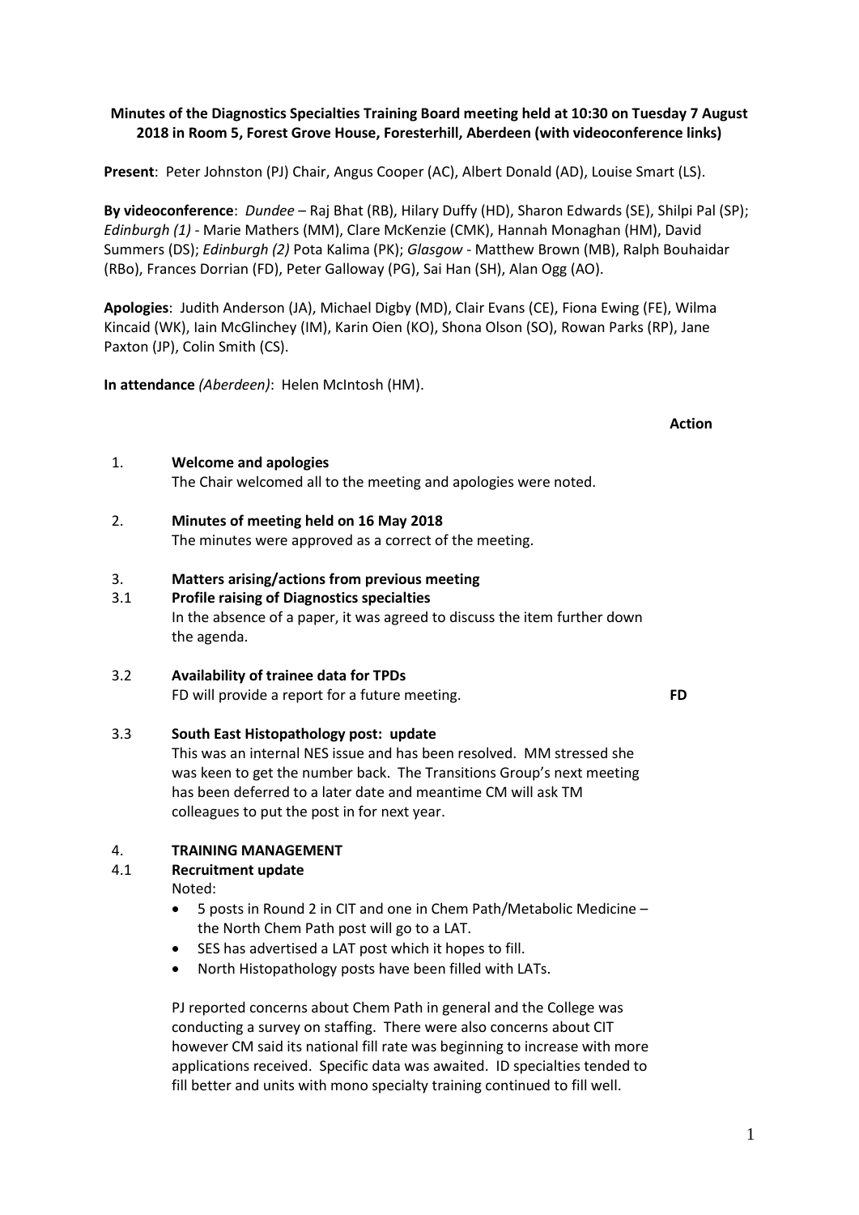**Minutes of the Diagnostics Specialties Training Board meeting held at 10:30 on Tuesday 7 August 2018 in Room 5, Forest Grove House, Foresterhill, Aberdeen (with videoconference links)**

**Present**: Peter Johnston (PJ) Chair, Angus Cooper (AC), Albert Donald (AD), Louise Smart (LS).

**By videoconference**: *Dundee* – Raj Bhat (RB), Hilary Duffy (HD), Sharon Edwards (SE), Shilpi Pal (SP); *Edinburgh (1)* - Marie Mathers (MM), Clare McKenzie (CMK), Hannah Monaghan (HM), David Summers (DS); *Edinburgh (2)* Pota Kalima (PK); *Glasgow* - Matthew Brown (MB), Ralph Bouhaidar (RBo), Frances Dorrian (FD), Peter Galloway (PG), Sai Han (SH), Alan Ogg (AO).

**Apologies**: Judith Anderson (JA), Michael Digby (MD), Clair Evans (CE), Fiona Ewing (FE), Wilma Kincaid (WK), Iain McGlinchey (IM), Karin Oien (KO), Shona Olson (SO), Rowan Parks (RP), Jane Paxton (JP), Colin Smith (CS).

**In attendance** *(Aberdeen)*: Helen McIntosh (HM).

**Action**

1. **Welcome and apologies**
   The Chair welcomed all to the meeting and apologies were noted.

2. **Minutes of meeting held on 16 May 2018**
   The minutes were approved as a correct of the meeting.

3. **Matters arising/actions from previous meeting**

3.1 **Profile raising of Diagnostics specialties**
In the absence of a paper, it was agreed to discuss the item further down the agenda.

3.2 **Availability of trainee data for TPDs**
FD will provide a report for a future meeting. **FD**

3.3 **South East Histopathology post: update**
This was an internal NES issue and has been resolved. MM stressed she was keen to get the number back. The Transitions Group's next meeting has been deferred to a later date and meantime CM will ask TM colleagues to put the post in for next year.

4. **TRAINING MANAGEMENT**

4.1 **Recruitment update**
Noted:

- 5 posts in Round 2 in CIT and one in Chem Path/Metabolic Medicine – the North Chem Path post will go to a LAT.
- SES has advertised a LAT post which it hopes to fill.
- North Histopathology posts have been filled with LATs.

PJ reported concerns about Chem Path in general and the College was conducting a survey on staffing. There were also concerns about CIT however CM said its national fill rate was beginning to increase with more applications received. Specific data was awaited. ID specialties tended to fill better and units with mono specialty training continued to fill well.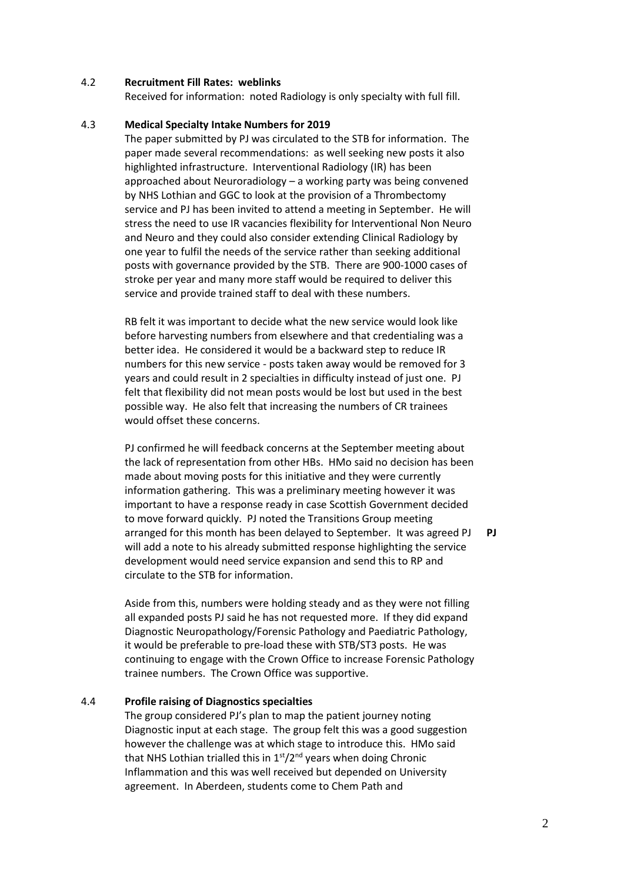4.2 **Recruitment Fill Rates: weblinks**

Received for information: noted Radiology is only specialty with full fill.

4.3 **Medical Specialty Intake Numbers for 2019**

The paper submitted by PJ was circulated to the STB for information. The paper made several recommendations: as well seeking new posts it also highlighted infrastructure. Interventional Radiology (IR) has been approached about Neuroradiology – a working party was being convened by NHS Lothian and GGC to look at the provision of a Thrombectomy service and PJ has been invited to attend a meeting in September. He will stress the need to use IR vacancies flexibility for Interventional Non Neuro and Neuro and they could also consider extending Clinical Radiology by one year to fulfil the needs of the service rather than seeking additional posts with governance provided by the STB. There are 900-1000 cases of stroke per year and many more staff would be required to deliver this service and provide trained staff to deal with these numbers.

RB felt it was important to decide what the new service would look like before harvesting numbers from elsewhere and that credentialing was a better idea. He considered it would be a backward step to reduce IR numbers for this new service - posts taken away would be removed for 3 years and could result in 2 specialties in difficulty instead of just one. PJ felt that flexibility did not mean posts would be lost but used in the best possible way. He also felt that increasing the numbers of CR trainees would offset these concerns.

PJ confirmed he will feedback concerns at the September meeting about the lack of representation from other HBs. HMo said no decision has been made about moving posts for this initiative and they were currently information gathering. This was a preliminary meeting however it was important to have a response ready in case Scottish Government decided to move forward quickly. PJ noted the Transitions Group meeting arranged for this month has been delayed to September. It was agreed PJ will add a note to his already submitted response highlighting the service development would need service expansion and send this to RP and circulate to the STB for information. **PJ**

Aside from this, numbers were holding steady and as they were not filling all expanded posts PJ said he has not requested more. If they did expand Diagnostic Neuropathology/Forensic Pathology and Paediatric Pathology, it would be preferable to pre-load these with STB/ST3 posts. He was continuing to engage with the Crown Office to increase Forensic Pathology trainee numbers. The Crown Office was supportive.

4.4 **Profile raising of Diagnostics specialties**

The group considered PJ's plan to map the patient journey noting Diagnostic input at each stage. The group felt this was a good suggestion however the challenge was at which stage to introduce this. HMo said that NHS Lothian trialled this in 1st/2nd years when doing Chronic Inflammation and this was well received but depended on University agreement. In Aberdeen, students come to Chem Path and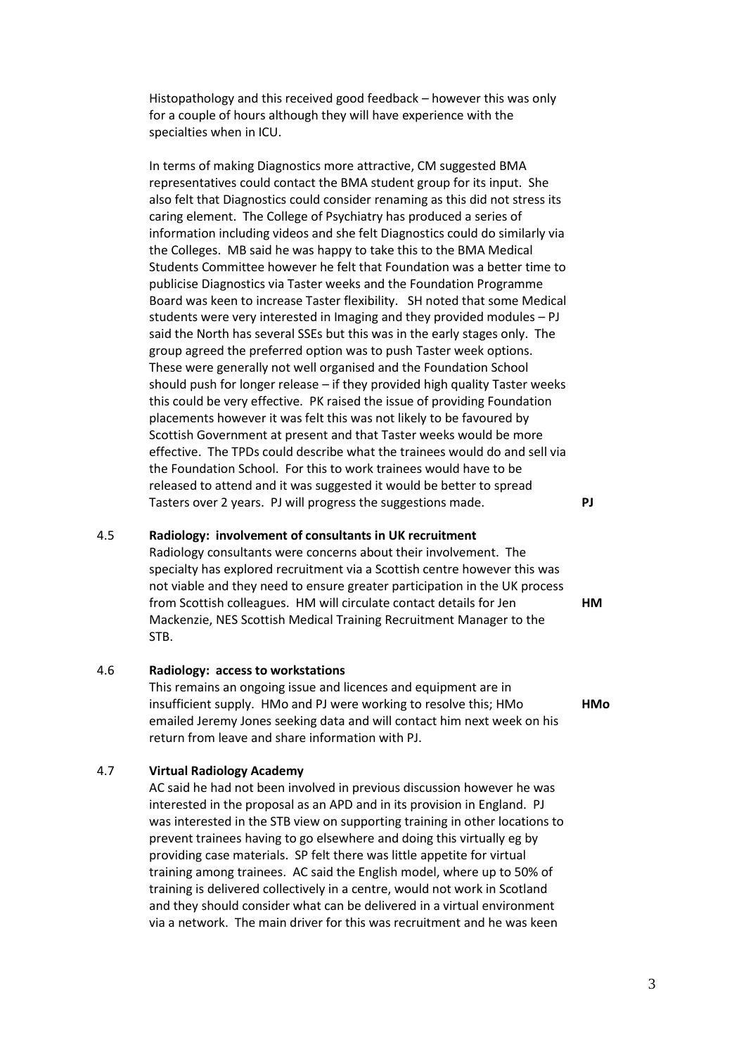Histopathology and this received good feedback – however this was only for a couple of hours although they will have experience with the specialties when in ICU.

In terms of making Diagnostics more attractive, CM suggested BMA representatives could contact the BMA student group for its input. She also felt that Diagnostics could consider renaming as this did not stress its caring element. The College of Psychiatry has produced a series of information including videos and she felt Diagnostics could do similarly via the Colleges. MB said he was happy to take this to the BMA Medical Students Committee however he felt that Foundation was a better time to publicise Diagnostics via Taster weeks and the Foundation Programme Board was keen to increase Taster flexibility. SH noted that some Medical students were very interested in Imaging and they provided modules – PJ said the North has several SSEs but this was in the early stages only. The group agreed the preferred option was to push Taster week options. These were generally not well organised and the Foundation School should push for longer release – if they provided high quality Taster weeks this could be very effective. PK raised the issue of providing Foundation placements however it was felt this was not likely to be favoured by Scottish Government at present and that Taster weeks would be more effective. The TPDs could describe what the trainees would do and sell via the Foundation School. For this to work trainees would have to be released to attend and it was suggested it would be better to spread Tasters over 2 years. PJ will progress the suggestions made. **PJ**

4.5 **Radiology: involvement of consultants in UK recruitment**

Radiology consultants were concerns about their involvement. The specialty has explored recruitment via a Scottish centre however this was not viable and they need to ensure greater participation in the UK process from Scottish colleagues. HM will circulate contact details for Jen Mackenzie, NES Scottish Medical Training Recruitment Manager to the STB. **HM**

4.6 **Radiology: access to workstations**

This remains an ongoing issue and licences and equipment are in insufficient supply. HMo and PJ were working to resolve this; HMo emailed Jeremy Jones seeking data and will contact him next week on his return from leave and share information with PJ. **HMo**

4.7 **Virtual Radiology Academy**

AC said he had not been involved in previous discussion however he was interested in the proposal as an APD and in its provision in England. PJ was interested in the STB view on supporting training in other locations to prevent trainees having to go elsewhere and doing this virtually eg by providing case materials. SP felt there was little appetite for virtual training among trainees. AC said the English model, where up to 50% of training is delivered collectively in a centre, would not work in Scotland and they should consider what can be delivered in a virtual environment via a network. The main driver for this was recruitment and he was keen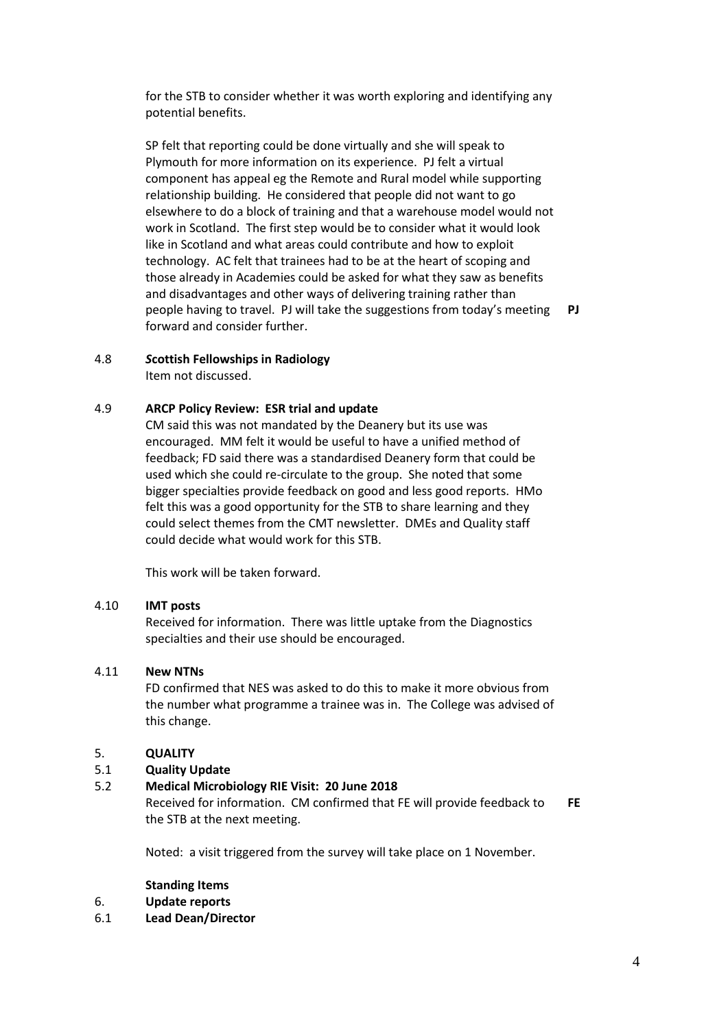for the STB to consider whether it was worth exploring and identifying any potential benefits.

SP felt that reporting could be done virtually and she will speak to Plymouth for more information on its experience. PJ felt a virtual component has appeal eg the Remote and Rural model while supporting relationship building. He considered that people did not want to go elsewhere to do a block of training and that a warehouse model would not work in Scotland. The first step would be to consider what it would look like in Scotland and what areas could contribute and how to exploit technology. AC felt that trainees had to be at the heart of scoping and those already in Academies could be asked for what they saw as benefits and disadvantages and other ways of delivering training rather than people having to travel. PJ will take the suggestions from today's meeting forward and consider further. **PJ**

**4.8 *S*cottish Fellowships in Radiology**

Item not discussed.

**4.9 ARCP Policy Review: ESR trial and update**

CM said this was not mandated by the Deanery but its use was encouraged. MM felt it would be useful to have a unified method of feedback; FD said there was a standardised Deanery form that could be used which she could re-circulate to the group. She noted that some bigger specialties provide feedback on good and less good reports. HMo felt this was a good opportunity for the STB to share learning and they could select themes from the CMT newsletter. DMEs and Quality staff could decide what would work for this STB.

This work will be taken forward.

**4.10 IMT posts**

Received for information. There was little uptake from the Diagnostics specialties and their use should be encouraged.

**4.11 New NTNs**

FD confirmed that NES was asked to do this to make it more obvious from the number what programme a trainee was in. The College was advised of this change.

**5. QUALITY**

**5.1 Quality Update**

**5.2 Medical Microbiology RIE Visit: 20 June 2018**

Received for information. CM confirmed that FE will provide feedback to the STB at the next meeting. **FE**

Noted: a visit triggered from the survey will take place on 1 November.

**Standing Items**

**6. Update reports**

**6.1 Lead Dean/Director**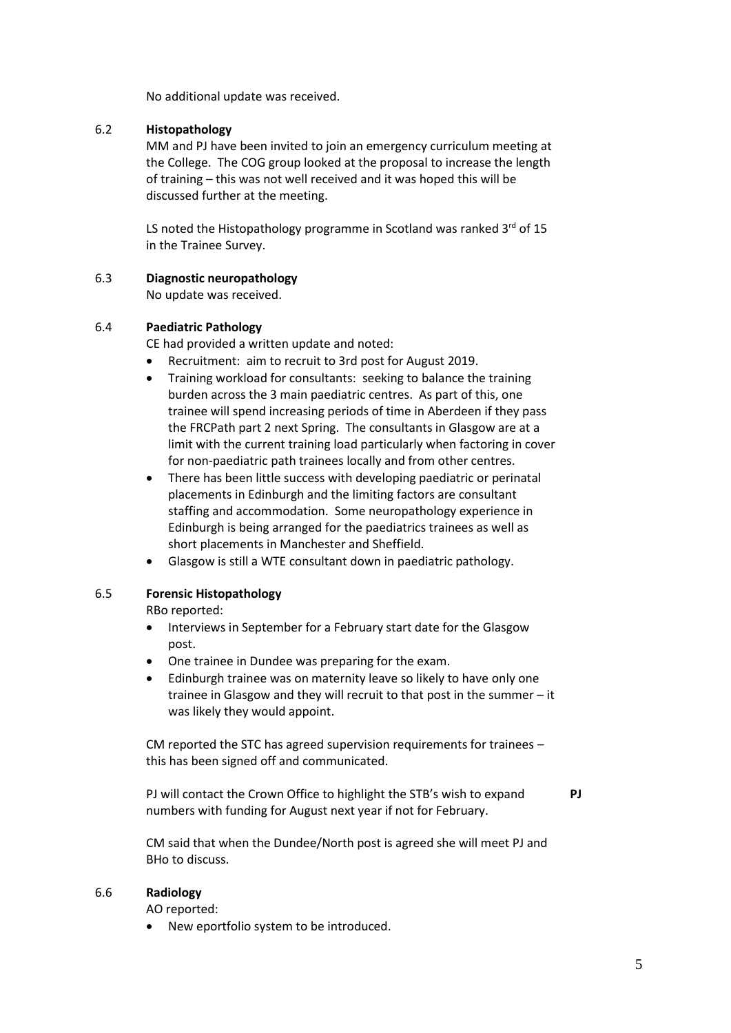No additional update was received.

### 6.2 Histopathology

MM and PJ have been invited to join an emergency curriculum meeting at the College. The COG group looked at the proposal to increase the length of training – this was not well received and it was hoped this will be discussed further at the meeting.

LS noted the Histopathology programme in Scotland was ranked 3rd of 15 in the Trainee Survey.

### 6.3 Diagnostic neuropathology

No update was received.

### 6.4 Paediatric Pathology

CE had provided a written update and noted:

- Recruitment: aim to recruit to 3rd post for August 2019.
- Training workload for consultants: seeking to balance the training burden across the 3 main paediatric centres. As part of this, one trainee will spend increasing periods of time in Aberdeen if they pass the FRCPath part 2 next Spring. The consultants in Glasgow are at a limit with the current training load particularly when factoring in cover for non-paediatric path trainees locally and from other centres.
- There has been little success with developing paediatric or perinatal placements in Edinburgh and the limiting factors are consultant staffing and accommodation. Some neuropathology experience in Edinburgh is being arranged for the paediatrics trainees as well as short placements in Manchester and Sheffield.
- Glasgow is still a WTE consultant down in paediatric pathology.

### 6.5 Forensic Histopathology

RBo reported:

- Interviews in September for a February start date for the Glasgow post.
- One trainee in Dundee was preparing for the exam.
- Edinburgh trainee was on maternity leave so likely to have only one trainee in Glasgow and they will recruit to that post in the summer – it was likely they would appoint.

CM reported the STC has agreed supervision requirements for trainees – this has been signed off and communicated.

PJ will contact the Crown Office to highlight the STB's wish to expand numbers with funding for August next year if not for February. **PJ**

CM said that when the Dundee/North post is agreed she will meet PJ and BHo to discuss.

### 6.6 Radiology

AO reported:

- New eportfolio system to be introduced.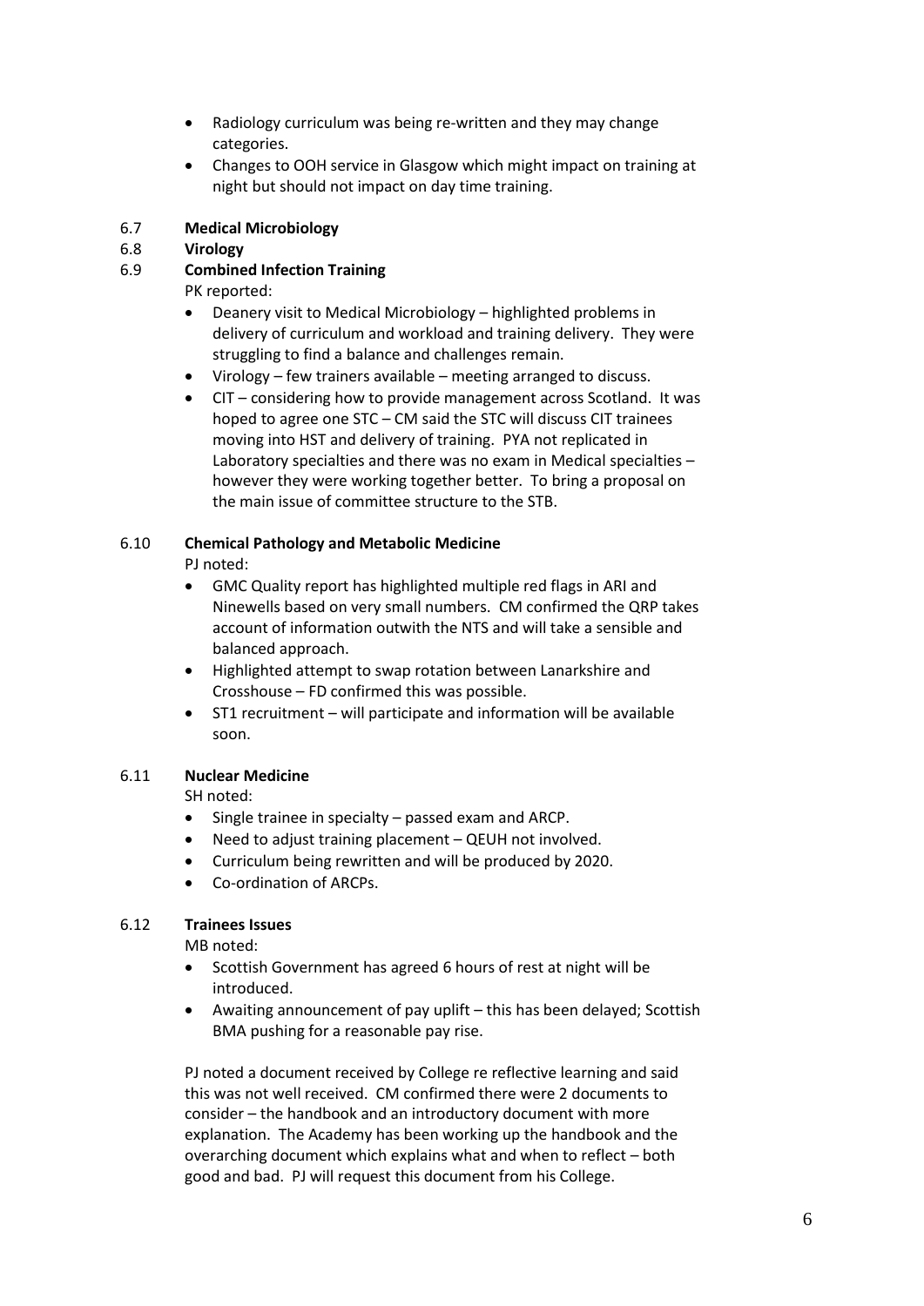- Radiology curriculum was being re-written and they may change categories.
- Changes to OOH service in Glasgow which might impact on training at night but should not impact on day time training.

6.7 **Medical Microbiology**

6.8 **Virology**

6.9 **Combined Infection Training**

PK reported:

- Deanery visit to Medical Microbiology – highlighted problems in delivery of curriculum and workload and training delivery. They were struggling to find a balance and challenges remain.
- Virology – few trainers available – meeting arranged to discuss.
- CIT – considering how to provide management across Scotland. It was hoped to agree one STC – CM said the STC will discuss CIT trainees moving into HST and delivery of training. PYA not replicated in Laboratory specialties and there was no exam in Medical specialties – however they were working together better. To bring a proposal on the main issue of committee structure to the STB.

6.10 **Chemical Pathology and Metabolic Medicine**

PJ noted:

- GMC Quality report has highlighted multiple red flags in ARI and Ninewells based on very small numbers. CM confirmed the QRP takes account of information outwith the NTS and will take a sensible and balanced approach.
- Highlighted attempt to swap rotation between Lanarkshire and Crosshouse – FD confirmed this was possible.
- ST1 recruitment – will participate and information will be available soon.

6.11 **Nuclear Medicine**

SH noted:

- Single trainee in specialty – passed exam and ARCP.
- Need to adjust training placement – QEUH not involved.
- Curriculum being rewritten and will be produced by 2020.
- Co-ordination of ARCPs.

6.12 **Trainees Issues**

MB noted:

- Scottish Government has agreed 6 hours of rest at night will be introduced.
- Awaiting announcement of pay uplift – this has been delayed; Scottish BMA pushing for a reasonable pay rise.

PJ noted a document received by College re reflective learning and said this was not well received. CM confirmed there were 2 documents to consider – the handbook and an introductory document with more explanation. The Academy has been working up the handbook and the overarching document which explains what and when to reflect – both good and bad. PJ will request this document from his College.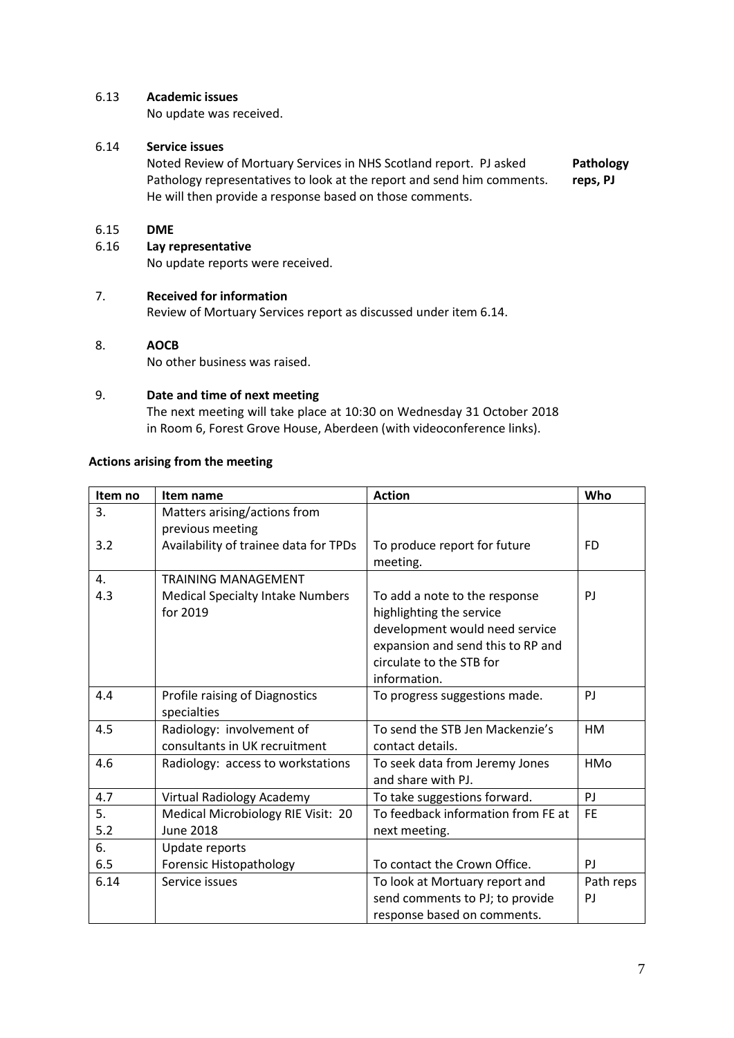6.13 **Academic issues**

No update was received.

6.14 **Service issues**

Noted Review of Mortuary Services in NHS Scotland report. PJ asked Pathology representatives to look at the report and send him comments. He will then provide a response based on those comments. **Pathology reps, PJ**

6.15 **DME**

6.16 **Lay representative**

No update reports were received.

7. **Received for information**

Review of Mortuary Services report as discussed under item 6.14.

8. **AOCB**

No other business was raised.

9. **Date and time of next meeting**

The next meeting will take place at 10:30 on Wednesday 31 October 2018 in Room 6, Forest Grove House, Aberdeen (with videoconference links).

**Actions arising from the meeting**

| Item no | Item name | Action | Who |
|---|---|---|---|
| 3.<br>3.2 | Matters arising/actions from previous meeting<br>Availability of trainee data for TPDs | To produce report for future meeting. | FD |
| 4.<br>4.3 | TRAINING MANAGEMENT<br>Medical Specialty Intake Numbers for 2019 | To add a note to the response highlighting the service development would need service expansion and send this to RP and circulate to the STB for information. | PJ |
| 4.4 | Profile raising of Diagnostics specialties | To progress suggestions made. | PJ |
| 4.5 | Radiology: involvement of consultants in UK recruitment | To send the STB Jen Mackenzie's contact details. | HM |
| 4.6 | Radiology: access to workstations | To seek data from Jeremy Jones and share with PJ. | HMo |
| 4.7 | Virtual Radiology Academy | To take suggestions forward. | PJ |
| 5.<br>5.2 | Medical Microbiology RIE Visit: 20 June 2018 | To feedback information from FE at next meeting. | FE |
| 6.<br>6.5 | Update reports<br>Forensic Histopathology | To contact the Crown Office. | PJ |
| 6.14 | Service issues | To look at Mortuary report and send comments to PJ; to provide response based on comments. | Path reps<br>PJ |